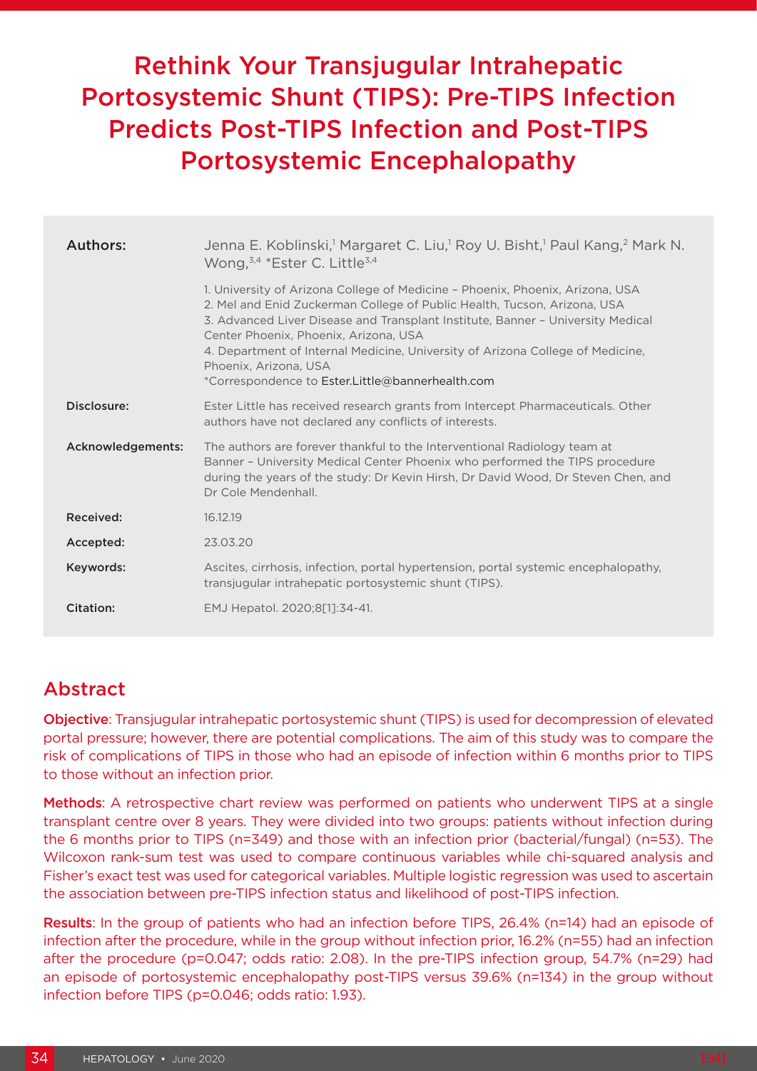# Rethink Your Transjugular Intrahepatic Portosystemic Shunt (TIPS): Pre-TIPS Infection Predicts Post-TIPS Infection and Post-TIPS Portosystemic Encephalopathy

| | |
|---|---|
| **Authors:** | Jenna E. Koblinski,[1] Margaret C. Liu,[1] Roy U. Bisht,[1] Paul Kang,[2] Mark N. Wong,[3,4] *Ester C. Little[3,4]<br><br>1. University of Arizona College of Medicine – Phoenix, Phoenix, Arizona, USA<br>2. Mel and Enid Zuckerman College of Public Health, Tucson, Arizona, USA<br>3. Advanced Liver Disease and Transplant Institute, Banner – University Medical Center Phoenix, Phoenix, Arizona, USA<br>4. Department of Internal Medicine, University of Arizona College of Medicine, Phoenix, Arizona, USA<br>*Correspondence to Ester.Little@bannerhealth.com |
| **Disclosure:** | Ester Little has received research grants from Intercept Pharmaceuticals. Other authors have not declared any conflicts of interests. |
| **Acknowledgements:** | The authors are forever thankful to the Interventional Radiology team at Banner – University Medical Center Phoenix who performed the TIPS procedure during the years of the study: Dr Kevin Hirsh, Dr David Wood, Dr Steven Chen, and Dr Cole Mendenhall. |
| **Received:** | 16.12.19 |
| **Accepted:** | 23.03.20 |
| **Keywords:** | Ascites, cirrhosis, infection, portal hypertension, portal systemic encephalopathy, transjugular intrahepatic portosystemic shunt (TIPS). |
| **Citation:** | EMJ Hepatol. 2020;8[1]:34-41. |

## Abstract

**Objective**: Transjugular intrahepatic portosystemic shunt (TIPS) is used for decompression of elevated portal pressure; however, there are potential complications. The aim of this study was to compare the risk of complications of TIPS in those who had an episode of infection within 6 months prior to TIPS to those without an infection prior.

**Methods**: A retrospective chart review was performed on patients who underwent TIPS at a single transplant centre over 8 years. They were divided into two groups: patients without infection during the 6 months prior to TIPS (n=349) and those with an infection prior (bacterial/fungal) (n=53). The Wilcoxon rank-sum test was used to compare continuous variables while chi-squared analysis and Fisher's exact test was used for categorical variables. Multiple logistic regression was used to ascertain the association between pre-TIPS infection status and likelihood of post-TIPS infection.

**Results**: In the group of patients who had an infection before TIPS, 26.4% (n=14) had an episode of infection after the procedure, while in the group without infection prior, 16.2% (n=55) had an infection after the procedure (p=0.047; odds ratio: 2.08). In the pre-TIPS infection group, 54.7% (n=29) had an episode of portosystemic encephalopathy post-TIPS versus 39.6% (n=134) in the group without infection before TIPS (p=0.046; odds ratio: 1.93).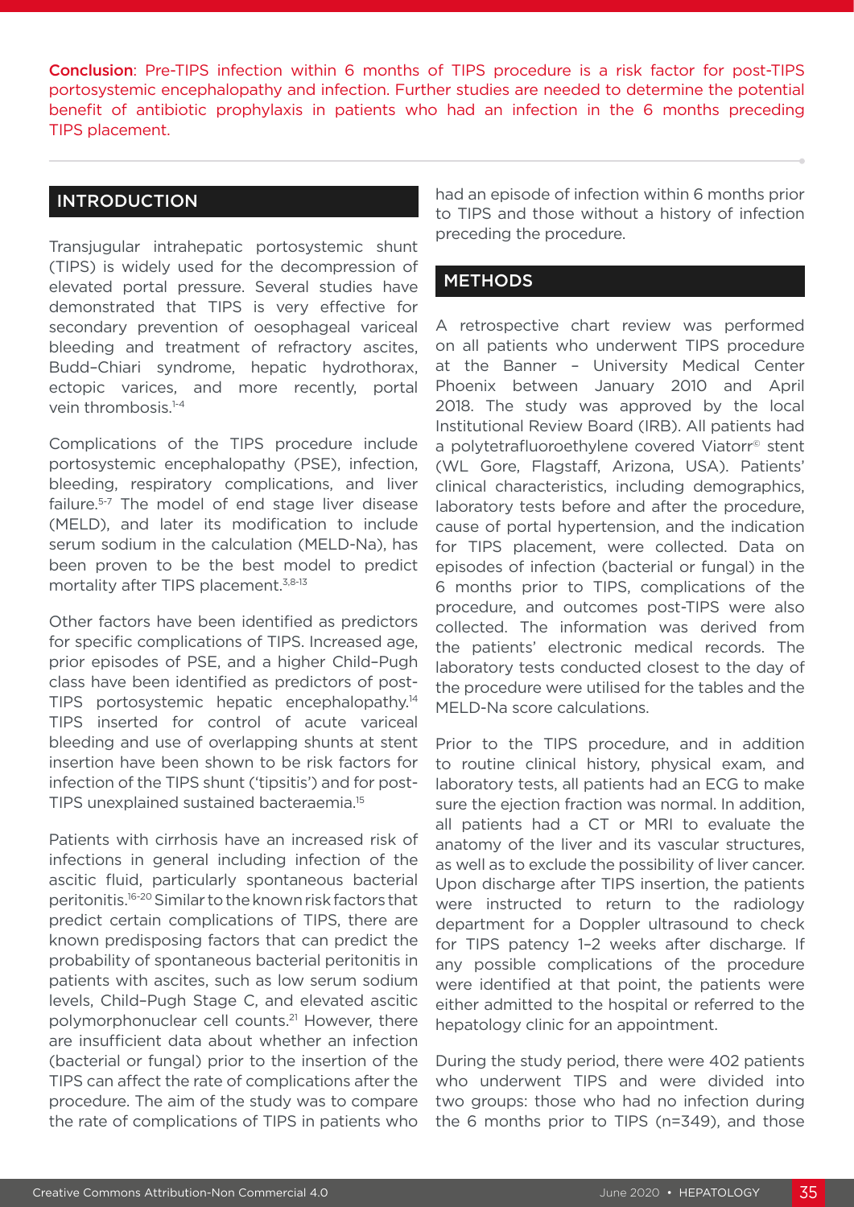**Conclusion**: Pre-TIPS infection within 6 months of TIPS procedure is a risk factor for post-TIPS portosystemic encephalopathy and infection. Further studies are needed to determine the potential benefit of antibiotic prophylaxis in patients who had an infection in the 6 months preceding TIPS placement.

## INTRODUCTION

Transjugular intrahepatic portosystemic shunt (TIPS) is widely used for the decompression of elevated portal pressure. Several studies have demonstrated that TIPS is very effective for secondary prevention of oesophageal variceal bleeding and treatment of refractory ascites, Budd–Chiari syndrome, hepatic hydrothorax, ectopic varices, and more recently, portal vein thrombosis.[1-4]

Complications of the TIPS procedure include portosystemic encephalopathy (PSE), infection, bleeding, respiratory complications, and liver failure.[5-7] The model of end stage liver disease (MELD), and later its modification to include serum sodium in the calculation (MELD-Na), has been proven to be the best model to predict mortality after TIPS placement.[3,8-13]

Other factors have been identified as predictors for specific complications of TIPS. Increased age, prior episodes of PSE, and a higher Child–Pugh class have been identified as predictors of post-TIPS portosystemic hepatic encephalopathy.[14] TIPS inserted for control of acute variceal bleeding and use of overlapping shunts at stent insertion have been shown to be risk factors for infection of the TIPS shunt ('tipsitis') and for post-TIPS unexplained sustained bacteraemia.[15]

Patients with cirrhosis have an increased risk of infections in general including infection of the ascitic fluid, particularly spontaneous bacterial peritonitis.[16-20] Similar to the known risk factors that predict certain complications of TIPS, there are known predisposing factors that can predict the probability of spontaneous bacterial peritonitis in patients with ascites, such as low serum sodium levels, Child–Pugh Stage C, and elevated ascitic polymorphonuclear cell counts.[21] However, there are insufficient data about whether an infection (bacterial or fungal) prior to the insertion of the TIPS can affect the rate of complications after the procedure. The aim of the study was to compare the rate of complications of TIPS in patients who had an episode of infection within 6 months prior to TIPS and those without a history of infection preceding the procedure.

## METHODS

A retrospective chart review was performed on all patients who underwent TIPS procedure at the Banner – University Medical Center Phoenix between January 2010 and April 2018. The study was approved by the local Institutional Review Board (IRB). All patients had a polytetrafluoroethylene covered Viatorr© stent (WL Gore, Flagstaff, Arizona, USA). Patients' clinical characteristics, including demographics, laboratory tests before and after the procedure, cause of portal hypertension, and the indication for TIPS placement, were collected. Data on episodes of infection (bacterial or fungal) in the 6 months prior to TIPS, complications of the procedure, and outcomes post-TIPS were also collected. The information was derived from the patients' electronic medical records. The laboratory tests conducted closest to the day of the procedure were utilised for the tables and the MELD-Na score calculations.

Prior to the TIPS procedure, and in addition to routine clinical history, physical exam, and laboratory tests, all patients had an ECG to make sure the ejection fraction was normal. In addition, all patients had a CT or MRI to evaluate the anatomy of the liver and its vascular structures, as well as to exclude the possibility of liver cancer. Upon discharge after TIPS insertion, the patients were instructed to return to the radiology department for a Doppler ultrasound to check for TIPS patency 1–2 weeks after discharge. If any possible complications of the procedure were identified at that point, the patients were either admitted to the hospital or referred to the hepatology clinic for an appointment.

During the study period, there were 402 patients who underwent TIPS and were divided into two groups: those who had no infection during the 6 months prior to TIPS (n=349), and those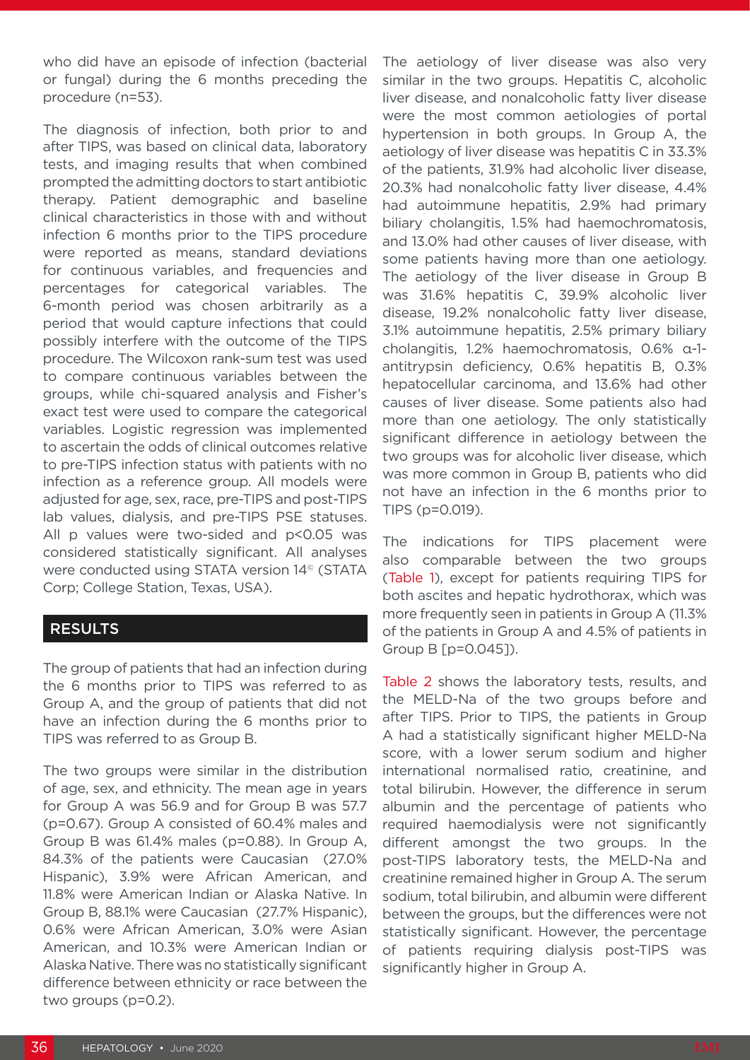who did have an episode of infection (bacterial or fungal) during the 6 months preceding the procedure (n=53).

The diagnosis of infection, both prior to and after TIPS, was based on clinical data, laboratory tests, and imaging results that when combined prompted the admitting doctors to start antibiotic therapy. Patient demographic and baseline clinical characteristics in those with and without infection 6 months prior to the TIPS procedure were reported as means, standard deviations for continuous variables, and frequencies and percentages for categorical variables. The 6-month period was chosen arbitrarily as a period that would capture infections that could possibly interfere with the outcome of the TIPS procedure. The Wilcoxon rank-sum test was used to compare continuous variables between the groups, while chi-squared analysis and Fisher's exact test were used to compare the categorical variables. Logistic regression was implemented to ascertain the odds of clinical outcomes relative to pre-TIPS infection status with patients with no infection as a reference group. All models were adjusted for age, sex, race, pre-TIPS and post-TIPS lab values, dialysis, and pre-TIPS PSE statuses. All p values were two-sided and p<0.05 was considered statistically significant. All analyses were conducted using STATA version 14© (STATA Corp; College Station, Texas, USA).

## RESULTS

The group of patients that had an infection during the 6 months prior to TIPS was referred to as Group A, and the group of patients that did not have an infection during the 6 months prior to TIPS was referred to as Group B.

The two groups were similar in the distribution of age, sex, and ethnicity. The mean age in years for Group A was 56.9 and for Group B was 57.7 (p=0.67). Group A consisted of 60.4% males and Group B was 61.4% males (p=0.88). In Group A, 84.3% of the patients were Caucasian (27.0% Hispanic), 3.9% were African American, and 11.8% were American Indian or Alaska Native. In Group B, 88.1% were Caucasian (27.7% Hispanic), 0.6% were African American, 3.0% were Asian American, and 10.3% were American Indian or Alaska Native. There was no statistically significant difference between ethnicity or race between the two groups (p=0.2).

The aetiology of liver disease was also very similar in the two groups. Hepatitis C, alcoholic liver disease, and nonalcoholic fatty liver disease were the most common aetiologies of portal hypertension in both groups. In Group A, the aetiology of liver disease was hepatitis C in 33.3% of the patients, 31.9% had alcoholic liver disease, 20.3% had nonalcoholic fatty liver disease, 4.4% had autoimmune hepatitis, 2.9% had primary biliary cholangitis, 1.5% had haemochromatosis, and 13.0% had other causes of liver disease, with some patients having more than one aetiology. The aetiology of the liver disease in Group B was 31.6% hepatitis C, 39.9% alcoholic liver disease, 19.2% nonalcoholic fatty liver disease, 3.1% autoimmune hepatitis, 2.5% primary biliary cholangitis, 1.2% haemochromatosis, 0.6% α-1-antitrypsin deficiency, 0.6% hepatitis B, 0.3% hepatocellular carcinoma, and 13.6% had other causes of liver disease. Some patients also had more than one aetiology. The only statistically significant difference in aetiology between the two groups was for alcoholic liver disease, which was more common in Group B, patients who did not have an infection in the 6 months prior to TIPS (p=0.019).

The indications for TIPS placement were also comparable between the two groups (Table 1), except for patients requiring TIPS for both ascites and hepatic hydrothorax, which was more frequently seen in patients in Group A (11.3% of the patients in Group A and 4.5% of patients in Group B [p=0.045]).

Table 2 shows the laboratory tests, results, and the MELD-Na of the two groups before and after TIPS. Prior to TIPS, the patients in Group A had a statistically significant higher MELD-Na score, with a lower serum sodium and higher international normalised ratio, creatinine, and total bilirubin. However, the difference in serum albumin and the percentage of patients who required haemodialysis were not significantly different amongst the two groups. In the post-TIPS laboratory tests, the MELD-Na and creatinine remained higher in Group A. The serum sodium, total bilirubin, and albumin were different between the groups, but the differences were not statistically significant. However, the percentage of patients requiring dialysis post-TIPS was significantly higher in Group A.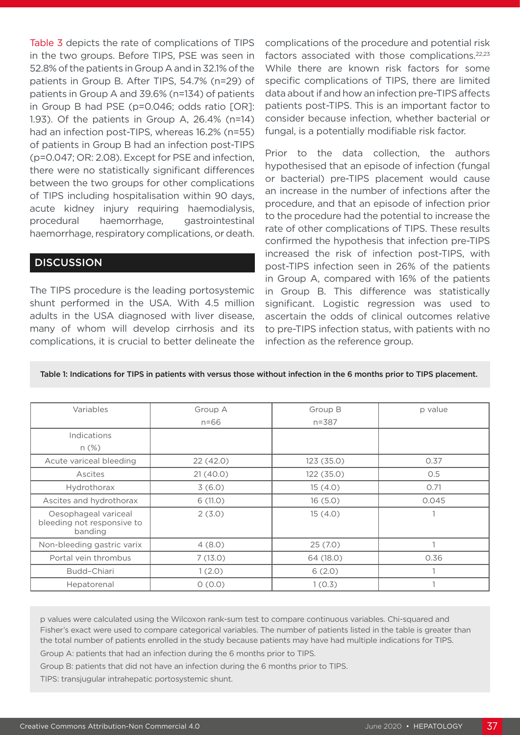Table 3 depicts the rate of complications of TIPS in the two groups. Before TIPS, PSE was seen in 52.8% of the patients in Group A and in 32.1% of the patients in Group B. After TIPS, 54.7% (n=29) of patients in Group A and 39.6% (n=134) of patients in Group B had PSE (p=0.046; odds ratio [OR]: 1.93). Of the patients in Group A, 26.4% (n=14) had an infection post-TIPS, whereas 16.2% (n=55) of patients in Group B had an infection post-TIPS (p=0.047; OR: 2.08). Except for PSE and infection, there were no statistically significant differences between the two groups for other complications of TIPS including hospitalisation within 90 days, acute kidney injury requiring haemodialysis, procedural haemorrhage, gastrointestinal haemorrhage, respiratory complications, or death.

## DISCUSSION

The TIPS procedure is the leading portosystemic shunt performed in the USA. With 4.5 million adults in the USA diagnosed with liver disease, many of whom will develop cirrhosis and its complications, it is crucial to better delineate the complications of the procedure and potential risk factors associated with those complications.[22,23] While there are known risk factors for some specific complications of TIPS, there are limited data about if and how an infection pre-TIPS affects patients post-TIPS. This is an important factor to consider because infection, whether bacterial or fungal, is a potentially modifiable risk factor.

Prior to the data collection, the authors hypothesised that an episode of infection (fungal or bacterial) pre-TIPS placement would cause an increase in the number of infections after the procedure, and that an episode of infection prior to the procedure had the potential to increase the rate of other complications of TIPS. These results confirmed the hypothesis that infection pre-TIPS increased the risk of infection post-TIPS, with post-TIPS infection seen in 26% of the patients in Group A, compared with 16% of the patients in Group B. This difference was statistically significant. Logistic regression was used to ascertain the odds of clinical outcomes relative to pre-TIPS infection status, with patients with no infection as the reference group.

Table 1: Indications for TIPS in patients with versus those without infection in the 6 months prior to TIPS placement.

| Variables | Group A n=66 | Group B n=387 | p value |
|---|---|---|---|
| Indications n (%) | | | |
| Acute variceal bleeding | 22 (42.0) | 123 (35.0) | 0.37 |
| Ascites | 21 (40.0) | 122 (35.0) | 0.5 |
| Hydrothorax | 3 (6.0) | 15 (4.0) | 0.71 |
| Ascites and hydrothorax | 6 (11.0) | 16 (5.0) | 0.045 |
| Oesophageal variceal bleeding not responsive to banding | 2 (3.0) | 15 (4.0) | 1 |
| Non-bleeding gastric varix | 4 (8.0) | 25 (7.0) | 1 |
| Portal vein thrombus | 7 (13.0) | 64 (18.0) | 0.36 |
| Budd-Chiari | 1 (2.0) | 6 (2.0) | 1 |
| Hepatorenal | 0 (0.0) | 1 (0.3) | 1 |

p values were calculated using the Wilcoxon rank-sum test to compare continuous variables. Chi-squared and Fisher's exact were used to compare categorical variables. The number of patients listed in the table is greater than the total number of patients enrolled in the study because patients may have had multiple indications for TIPS.

Group A: patients that had an infection during the 6 months prior to TIPS.

Group B: patients that did not have an infection during the 6 months prior to TIPS.

TIPS: transjugular intrahepatic portosystemic shunt.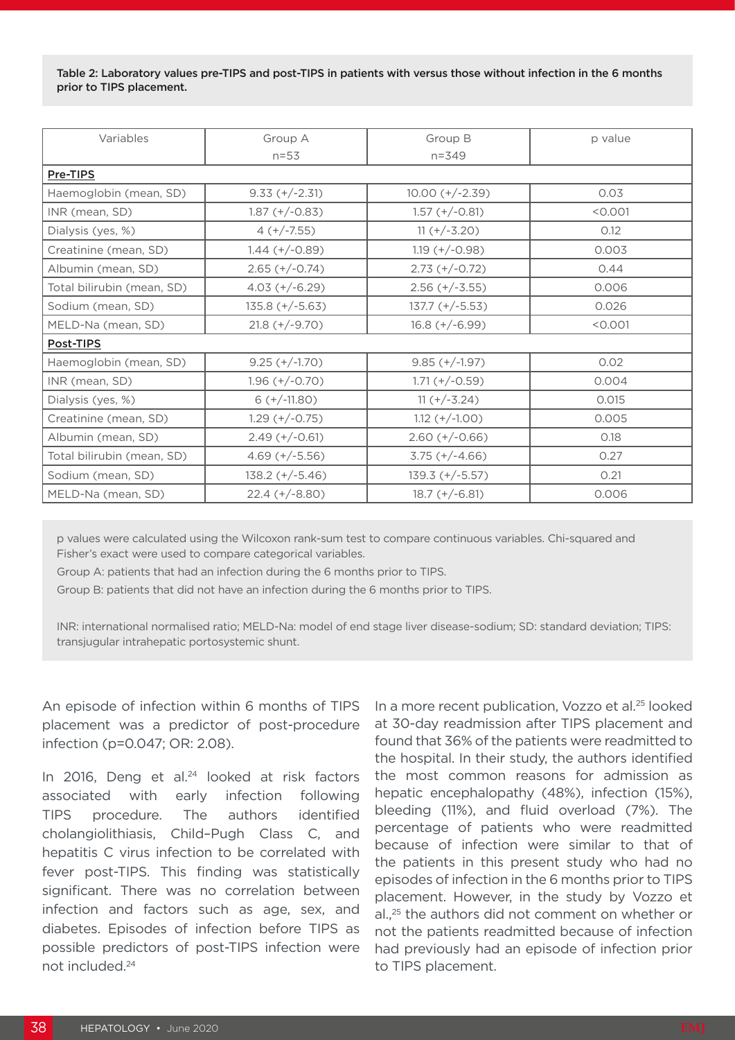Table 2: Laboratory values pre-TIPS and post-TIPS in patients with versus those without infection in the 6 months prior to TIPS placement.

| Variables | Group A n=53 | Group B n=349 | p value |
|---|---|---|---|
| **Pre-TIPS** | | | |
| Haemoglobin (mean, SD) | 9.33 (+/-2.31) | 10.00 (+/-2.39) | 0.03 |
| INR (mean, SD) | 1.87 (+/-0.83) | 1.57 (+/-0.81) | <0.001 |
| Dialysis (yes, %) | 4 (+/-7.55) | 11 (+/-3.20) | 0.12 |
| Creatinine (mean, SD) | 1.44 (+/-0.89) | 1.19 (+/-0.98) | 0.003 |
| Albumin (mean, SD) | 2.65 (+/-0.74) | 2.73 (+/-0.72) | 0.44 |
| Total bilirubin (mean, SD) | 4.03 (+/-6.29) | 2.56 (+/-3.55) | 0.006 |
| Sodium (mean, SD) | 135.8 (+/-5.63) | 137.7 (+/-5.53) | 0.026 |
| MELD-Na (mean, SD) | 21.8 (+/-9.70) | 16.8 (+/-6.99) | <0.001 |
| **Post-TIPS** | | | |
| Haemoglobin (mean, SD) | 9.25 (+/-1.70) | 9.85 (+/-1.97) | 0.02 |
| INR (mean, SD) | 1.96 (+/-0.70) | 1.71 (+/-0.59) | 0.004 |
| Dialysis (yes, %) | 6 (+/-11.80) | 11 (+/-3.24) | 0.015 |
| Creatinine (mean, SD) | 1.29 (+/-0.75) | 1.12 (+/-1.00) | 0.005 |
| Albumin (mean, SD) | 2.49 (+/-0.61) | 2.60 (+/-0.66) | 0.18 |
| Total bilirubin (mean, SD) | 4.69 (+/-5.56) | 3.75 (+/-4.66) | 0.27 |
| Sodium (mean, SD) | 138.2 (+/-5.46) | 139.3 (+/-5.57) | 0.21 |
| MELD-Na (mean, SD) | 22.4 (+/-8.80) | 18.7 (+/-6.81) | 0.006 |

p values were calculated using the Wilcoxon rank-sum test to compare continuous variables. Chi-squared and Fisher's exact were used to compare categorical variables.

Group A: patients that had an infection during the 6 months prior to TIPS.

Group B: patients that did not have an infection during the 6 months prior to TIPS.

INR: international normalised ratio; MELD-Na: model of end stage liver disease-sodium; SD: standard deviation; TIPS: transjugular intrahepatic portosystemic shunt.

An episode of infection within 6 months of TIPS placement was a predictor of post-procedure infection ($p=0.047$; OR: 2.08).

In 2016, Deng et al.[24] looked at risk factors associated with early infection following TIPS procedure. The authors identified cholangiolithiasis, Child–Pugh Class C, and hepatitis C virus infection to be correlated with fever post-TIPS. This finding was statistically significant. There was no correlation between infection and factors such as age, sex, and diabetes. Episodes of infection before TIPS as possible predictors of post-TIPS infection were not included.[24]

In a more recent publication, Vozzo et al.[25] looked at 30-day readmission after TIPS placement and found that 36% of the patients were readmitted to the hospital. In their study, the authors identified the most common reasons for admission as hepatic encephalopathy (48%), infection (15%), bleeding (11%), and fluid overload (7%). The percentage of patients who were readmitted because of infection were similar to that of the patients in this present study who had no episodes of infection in the 6 months prior to TIPS placement. However, in the study by Vozzo et al.,[25] the authors did not comment on whether or not the patients readmitted because of infection had previously had an episode of infection prior to TIPS placement.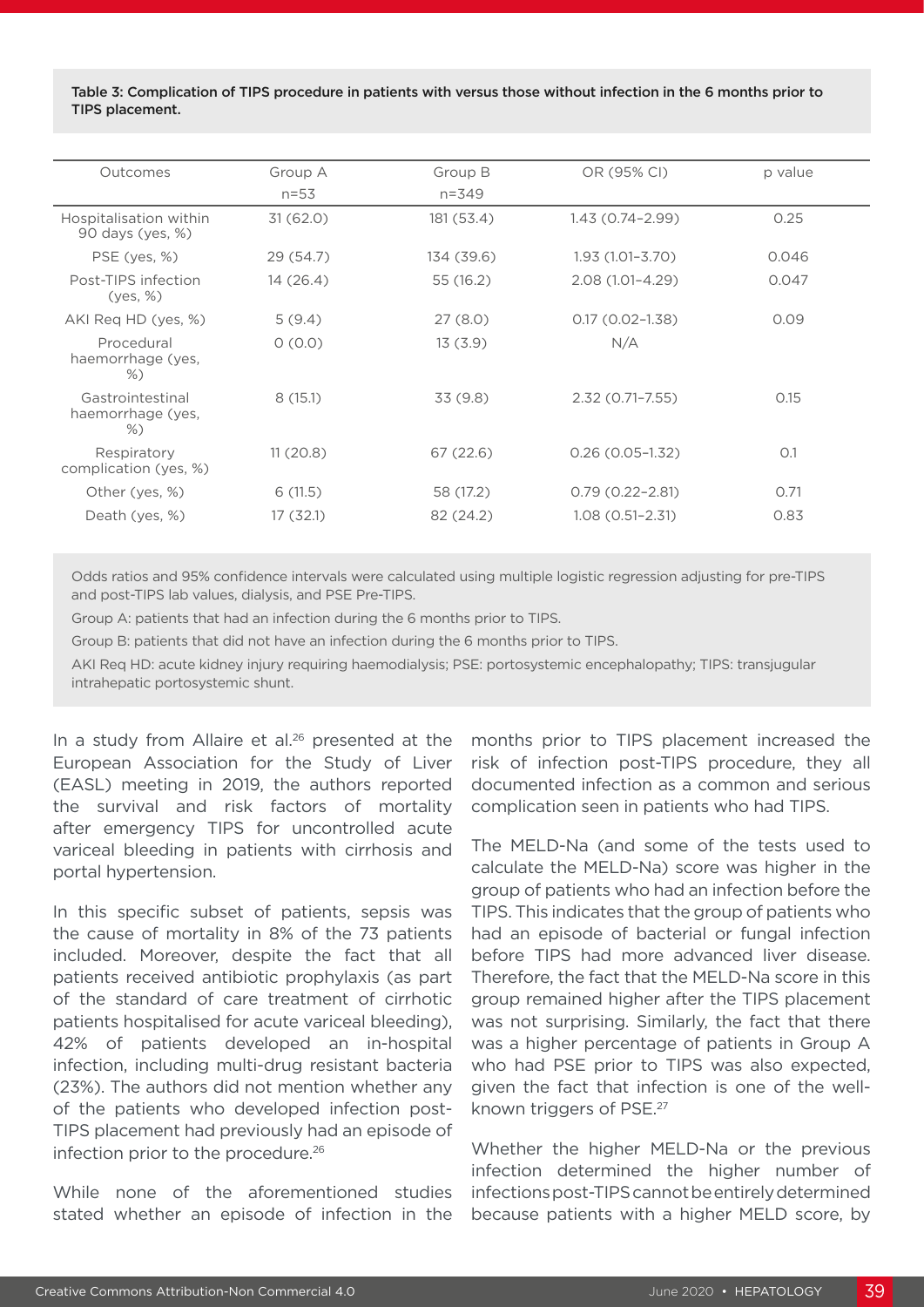**Table 3: Complication of TIPS procedure in patients with versus those without infection in the 6 months prior to TIPS placement.**

| Outcomes | Group A n=53 | Group B n=349 | OR (95% CI) | p value |
|---|---|---|---|---|
| Hospitalisation within 90 days (yes, %) | 31 (62.0) | 181 (53.4) | 1.43 (0.74–2.99) | 0.25 |
| PSE (yes, %) | 29 (54.7) | 134 (39.6) | 1.93 (1.01–3.70) | 0.046 |
| Post-TIPS infection (yes, %) | 14 (26.4) | 55 (16.2) | 2.08 (1.01–4.29) | 0.047 |
| AKI Req HD (yes, %) | 5 (9.4) | 27 (8.0) | 0.17 (0.02–1.38) | 0.09 |
| Procedural haemorrhage (yes, %) | 0 (0.0) | 13 (3.9) | N/A | |
| Gastrointestinal haemorrhage (yes, %) | 8 (15.1) | 33 (9.8) | 2.32 (0.71–7.55) | 0.15 |
| Respiratory complication (yes, %) | 11 (20.8) | 67 (22.6) | 0.26 (0.05–1.32) | 0.1 |
| Other (yes, %) | 6 (11.5) | 58 (17.2) | 0.79 (0.22–2.81) | 0.71 |
| Death (yes, %) | 17 (32.1) | 82 (24.2) | 1.08 (0.51–2.31) | 0.83 |

Odds ratios and 95% confidence intervals were calculated using multiple logistic regression adjusting for pre-TIPS and post-TIPS lab values, dialysis, and PSE Pre-TIPS.

Group A: patients that had an infection during the 6 months prior to TIPS.

Group B: patients that did not have an infection during the 6 months prior to TIPS.

AKI Req HD: acute kidney injury requiring haemodialysis; PSE: portosystemic encephalopathy; TIPS: transjugular intrahepatic portosystemic shunt.

In a study from Allaire et al.[26] presented at the European Association for the Study of Liver (EASL) meeting in 2019, the authors reported the survival and risk factors of mortality after emergency TIPS for uncontrolled acute variceal bleeding in patients with cirrhosis and portal hypertension.

In this specific subset of patients, sepsis was the cause of mortality in 8% of the 73 patients included. Moreover, despite the fact that all patients received antibiotic prophylaxis (as part of the standard of care treatment of cirrhotic patients hospitalised for acute variceal bleeding), 42% of patients developed an in-hospital infection, including multi-drug resistant bacteria (23%). The authors did not mention whether any of the patients who developed infection post-TIPS placement had previously had an episode of infection prior to the procedure.[26]

While none of the aforementioned studies stated whether an episode of infection in the months prior to TIPS placement increased the risk of infection post-TIPS procedure, they all documented infection as a common and serious complication seen in patients who had TIPS.

The MELD-Na (and some of the tests used to calculate the MELD-Na) score was higher in the group of patients who had an infection before the TIPS. This indicates that the group of patients who had an episode of bacterial or fungal infection before TIPS had more advanced liver disease. Therefore, the fact that the MELD-Na score in this group remained higher after the TIPS placement was not surprising. Similarly, the fact that there was a higher percentage of patients in Group A who had PSE prior to TIPS was also expected, given the fact that infection is one of the well-known triggers of PSE.[27]

Whether the higher MELD-Na or the previous infection determined the higher number of infections post-TIPS cannot be entirely determined because patients with a higher MELD score, by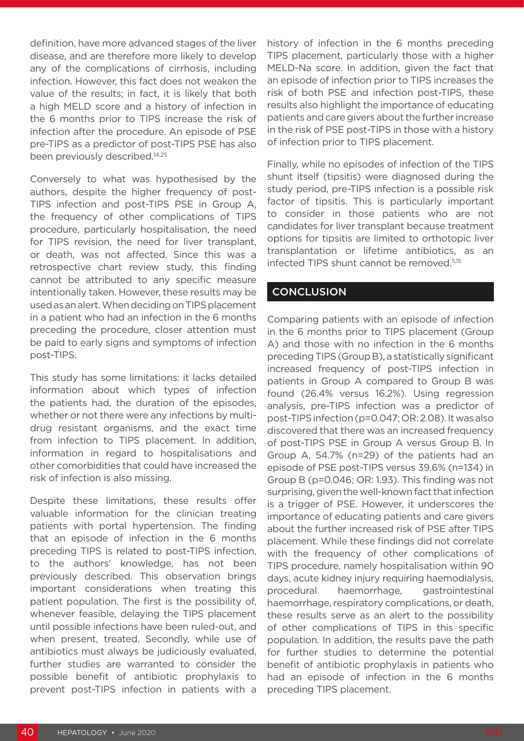definition, have more advanced stages of the liver disease, and are therefore more likely to develop any of the complications of cirrhosis, including infection. However, this fact does not weaken the value of the results; in fact, it is likely that both a high MELD score and a history of infection in the 6 months prior to TIPS increase the risk of infection after the procedure. An episode of PSE pre-TIPS as a predictor of post-TIPS PSE has also been previously described.[14,25]

Conversely to what was hypothesised by the authors, despite the higher frequency of post-TIPS infection and post-TIPS PSE in Group A, the frequency of other complications of TIPS procedure, particularly hospitalisation, the need for TIPS revision, the need for liver transplant, or death, was not affected. Since this was a retrospective chart review study, this finding cannot be attributed to any specific measure intentionally taken. However, these results may be used as an alert. When deciding on TIPS placement in a patient who had an infection in the 6 months preceding the procedure, closer attention must be paid to early signs and symptoms of infection post-TIPS.

This study has some limitations: it lacks detailed information about which types of infection the patients had, the duration of the episodes, whether or not there were any infections by multi-drug resistant organisms, and the exact time from infection to TIPS placement. In addition, information in regard to hospitalisations and other comorbidities that could have increased the risk of infection is also missing.

Despite these limitations, these results offer valuable information for the clinician treating patients with portal hypertension. The finding that an episode of infection in the 6 months preceding TIPS is related to post-TIPS infection, to the authors' knowledge, has not been previously described. This observation brings important considerations when treating this patient population. The first is the possibility of, whenever feasible, delaying the TIPS placement until possible infections have been ruled-out, and when present, treated. Secondly, while use of antibiotics must always be judiciously evaluated, further studies are warranted to consider the possible benefit of antibiotic prophylaxis to prevent post-TIPS infection in patients with a history of infection in the 6 months preceding TIPS placement, particularly those with a higher MELD-Na score. In addition, given the fact that an episode of infection prior to TIPS increases the risk of both PSE and infection post-TIPS, these results also highlight the importance of educating patients and care givers about the further increase in the risk of PSE post-TIPS in those with a history of infection prior to TIPS placement.

Finally, while no episodes of infection of the TIPS shunt itself (tipsitis) were diagnosed during the study period, pre-TIPS infection is a possible risk factor of tipsitis. This is particularly important to consider in those patients who are not candidates for liver transplant because treatment options for tipsitis are limited to orthotopic liver transplantation or lifetime antibiotics, as an infected TIPS shunt cannot be removed.[5,15]

## CONCLUSION

Comparing patients with an episode of infection in the 6 months prior to TIPS placement (Group A) and those with no infection in the 6 months preceding TIPS (Group B), a statistically significant increased frequency of post-TIPS infection in patients in Group A compared to Group B was found (26.4% versus 16.2%). Using regression analysis, pre-TIPS infection was a predictor of post-TIPS infection ($p=0.047$; OR: 2.08). It was also discovered that there was an increased frequency of post-TIPS PSE in Group A versus Group B. In Group A, 54.7% ($n=29$) of the patients had an episode of PSE post-TIPS versus 39.6% ($n=134$) in Group B ($p=0.046$; OR: 1.93). This finding was not surprising, given the well-known fact that infection is a trigger of PSE. However, it underscores the importance of educating patients and care givers about the further increased risk of PSE after TIPS placement. While these findings did not correlate with the frequency of other complications of TIPS procedure, namely hospitalisation within 90 days, acute kidney injury requiring haemodialysis, procedural haemorrhage, gastrointestinal haemorrhage, respiratory complications, or death, these results serve as an alert to the possibility of other complications of TIPS in this specific population. In addition, the results pave the path for further studies to determine the potential benefit of antibiotic prophylaxis in patients who had an episode of infection in the 6 months preceding TIPS placement.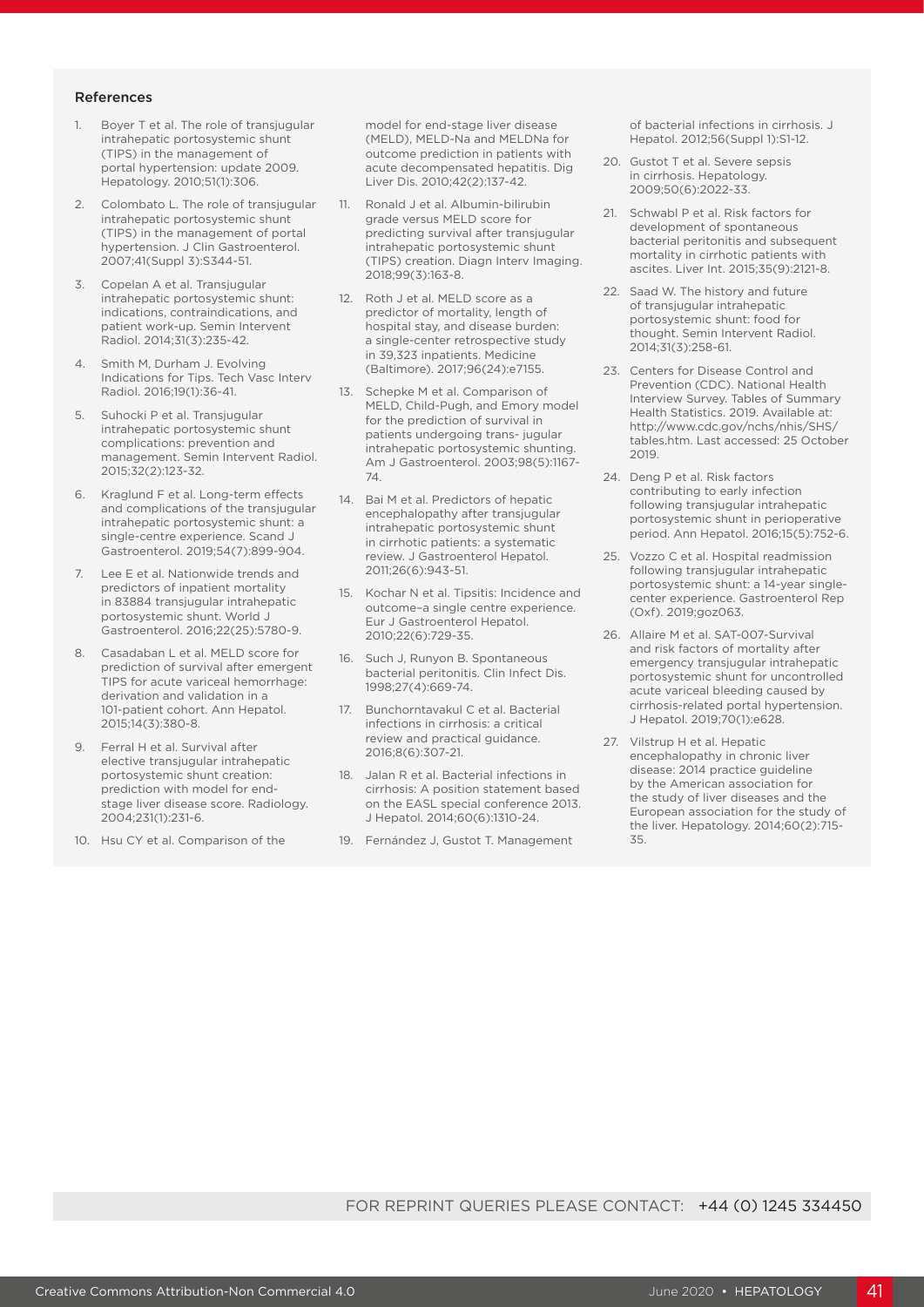## References

1. Boyer T et al. The role of transjugular intrahepatic portosystemic shunt (TIPS) in the management of portal hypertension: update 2009. Hepatology. 2010;51(1):306.
2. Colombato L. The role of transjugular intrahepatic portosystemic shunt (TIPS) in the management of portal hypertension. J Clin Gastroenterol. 2007;41(Suppl 3):S344-51.
3. Copelan A et al. Transjugular intrahepatic portosystemic shunt: indications, contraindications, and patient work-up. Semin Intervent Radiol. 2014;31(3):235-42.
4. Smith M, Durham J. Evolving Indications for Tips. Tech Vasc Interv Radiol. 2016;19(1):36-41.
5. Suhocki P et al. Transjugular intrahepatic portosystemic shunt complications: prevention and management. Semin Intervent Radiol. 2015;32(2):123-32.
6. Kraglund F et al. Long-term effects and complications of the transjugular intrahepatic portosystemic shunt: a single-centre experience. Scand J Gastroenterol. 2019;54(7):899-904.
7. Lee E et al. Nationwide trends and predictors of inpatient mortality in 83884 transjugular intrahepatic portosystemic shunt. World J Gastroenterol. 2016;22(25):5780-9.
8. Casadaban L et al. MELD score for prediction of survival after emergent TIPS for acute variceal hemorrhage: derivation and validation in a 101-patient cohort. Ann Hepatol. 2015;14(3):380-8.
9. Ferral H et al. Survival after elective transjugular intrahepatic portosystemic shunt creation: prediction with model for end-stage liver disease score. Radiology. 2004;231(1):231-6.
10. Hsu CY et al. Comparison of the model for end-stage liver disease (MELD), MELD-Na and MELDNa for outcome prediction in patients with acute decompensated hepatitis. Dig Liver Dis. 2010;42(2):137-42.
11. Ronald J et al. Albumin-bilirubin grade versus MELD score for predicting survival after transjugular intrahepatic portosystemic shunt (TIPS) creation. Diagn Interv Imaging. 2018;99(3):163-8.
12. Roth J et al. MELD score as a predictor of mortality, length of hospital stay, and disease burden: a single-center retrospective study in 39,323 inpatients. Medicine (Baltimore). 2017;96(24):e7155.
13. Schepke M et al. Comparison of MELD, Child-Pugh, and Emory model for the prediction of survival in patients undergoing trans- jugular intrahepatic portosystemic shunting. Am J Gastroenterol. 2003;98(5):1167-74.
14. Bai M et al. Predictors of hepatic encephalopathy after transjugular intrahepatic portosystemic shunt in cirrhotic patients: a systematic review. J Gastroenterol Hepatol. 2011;26(6):943-51.
15. Kochar N et al. Tipsitis: Incidence and outcome–a single centre experience. Eur J Gastroenterol Hepatol. 2010;22(6):729-35.
16. Such J, Runyon B. Spontaneous bacterial peritonitis. Clin Infect Dis. 1998;27(4):669-74.
17. Bunchorntavakul C et al. Bacterial infections in cirrhosis: a critical review and practical guidance. 2016;8(6):307-21.
18. Jalan R et al. Bacterial infections in cirrhosis: A position statement based on the EASL special conference 2013. J Hepatol. 2014;60(6):1310-24.
19. Fernández J, Gustot T. Management of bacterial infections in cirrhosis. J Hepatol. 2012;56(Suppl 1):S1-12.
20. Gustot T et al. Severe sepsis in cirrhosis. Hepatology. 2009;50(6):2022-33.
21. Schwabl P et al. Risk factors for development of spontaneous bacterial peritonitis and subsequent mortality in cirrhotic patients with ascites. Liver Int. 2015;35(9):2121-8.
22. Saad W. The history and future of transjugular intrahepatic portosystemic shunt: food for thought. Semin Intervent Radiol. 2014;31(3):258-61.
23. Centers for Disease Control and Prevention (CDC). National Health Interview Survey. Tables of Summary Health Statistics. 2019. Available at: http://www.cdc.gov/nchs/nhis/SHS/tables.htm. Last accessed: 25 October 2019.
24. Deng P et al. Risk factors contributing to early infection following transjugular intrahepatic portosystemic shunt in perioperative period. Ann Hepatol. 2016;15(5):752-6.
25. Vozzo C et al. Hospital readmission following transjugular intrahepatic portosystemic shunt: a 14-year single-center experience. Gastroenterol Rep (Oxf). 2019;goz063.
26. Allaire M et al. SAT-007-Survival and risk factors of mortality after emergency transjugular intrahepatic portosystemic shunt for uncontrolled acute variceal bleeding caused by cirrhosis-related portal hypertension. J Hepatol. 2019;70(1):e628.
27. Vilstrup H et al. Hepatic encephalopathy in chronic liver disease: 2014 practice guideline by the American association for the study of liver diseases and the European association for the study of the liver. Hepatology. 2014;60(2):715-35.

FOR REPRINT QUERIES PLEASE CONTACT: +44 (0) 1245 334450